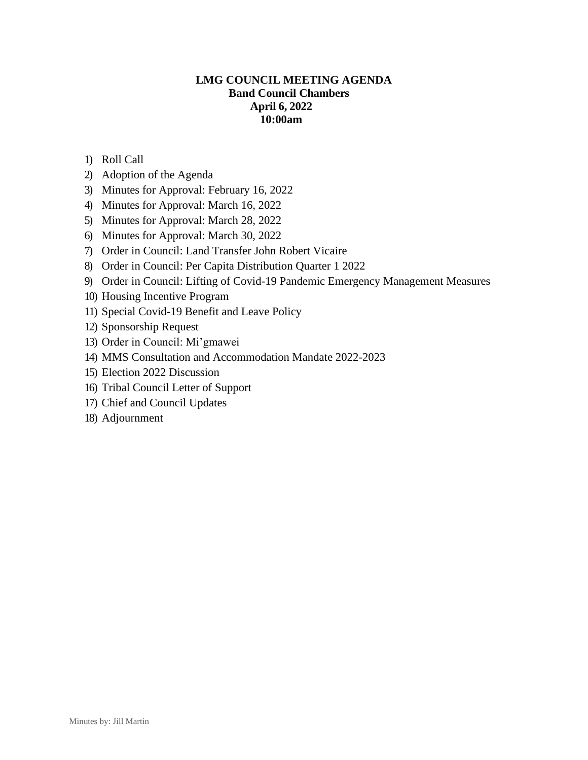# LMG COUNCIL MEETING AGENDA

**Band Council Chambers**

**April 6, 2022**

**10:00am**

1) Roll Call
2) Adoption of the Agenda
3) Minutes for Approval: February 16, 2022
4) Minutes for Approval: March 16, 2022
5) Minutes for Approval: March 28, 2022
6) Minutes for Approval: March 30, 2022
7) Order in Council: Land Transfer John Robert Vicaire
8) Order in Council: Per Capita Distribution Quarter 1 2022
9) Order in Council: Lifting of Covid-19 Pandemic Emergency Management Measures
10) Housing Incentive Program
11) Special Covid-19 Benefit and Leave Policy
12) Sponsorship Request
13) Order in Council: Mi'gmawei
14) MMS Consultation and Accommodation Mandate 2022-2023
15) Election 2022 Discussion
16) Tribal Council Letter of Support
17) Chief and Council Updates
18) Adjournment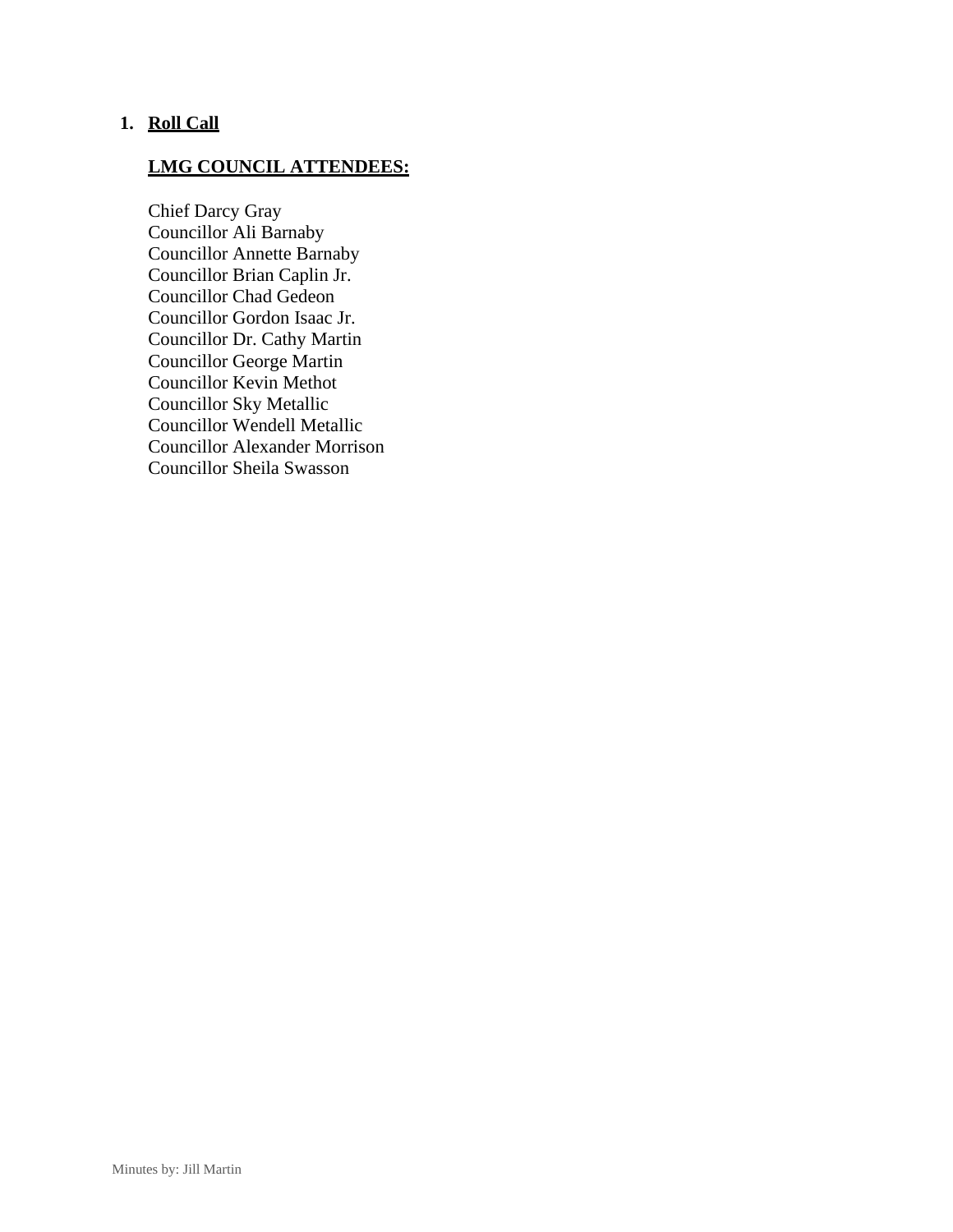1. **Roll Call**

**LMG COUNCIL ATTENDEES:**

Chief Darcy Gray
Councillor Ali Barnaby
Councillor Annette Barnaby
Councillor Brian Caplin Jr.
Councillor Chad Gedeon
Councillor Gordon Isaac Jr.
Councillor Dr. Cathy Martin
Councillor George Martin
Councillor Kevin Methot
Councillor Sky Metallic
Councillor Wendell Metallic
Councillor Alexander Morrison
Councillor Sheila Swasson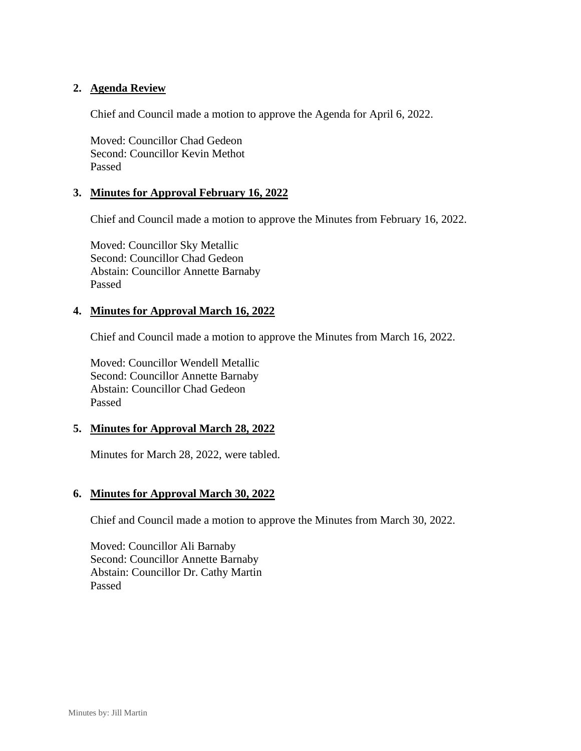**2. Agenda Review**

Chief and Council made a motion to approve the Agenda for April 6, 2022.

Moved: Councillor Chad Gedeon
Second: Councillor Kevin Methot
Passed

**3. Minutes for Approval February 16, 2022**

Chief and Council made a motion to approve the Minutes from February 16, 2022.

Moved: Councillor Sky Metallic
Second: Councillor Chad Gedeon
Abstain: Councillor Annette Barnaby
Passed

**4. Minutes for Approval March 16, 2022**

Chief and Council made a motion to approve the Minutes from March 16, 2022.

Moved: Councillor Wendell Metallic
Second: Councillor Annette Barnaby
Abstain: Councillor Chad Gedeon
Passed

**5. Minutes for Approval March 28, 2022**

Minutes for March 28, 2022, were tabled.

**6. Minutes for Approval March 30, 2022**

Chief and Council made a motion to approve the Minutes from March 30, 2022.

Moved: Councillor Ali Barnaby
Second: Councillor Annette Barnaby
Abstain: Councillor Dr. Cathy Martin
Passed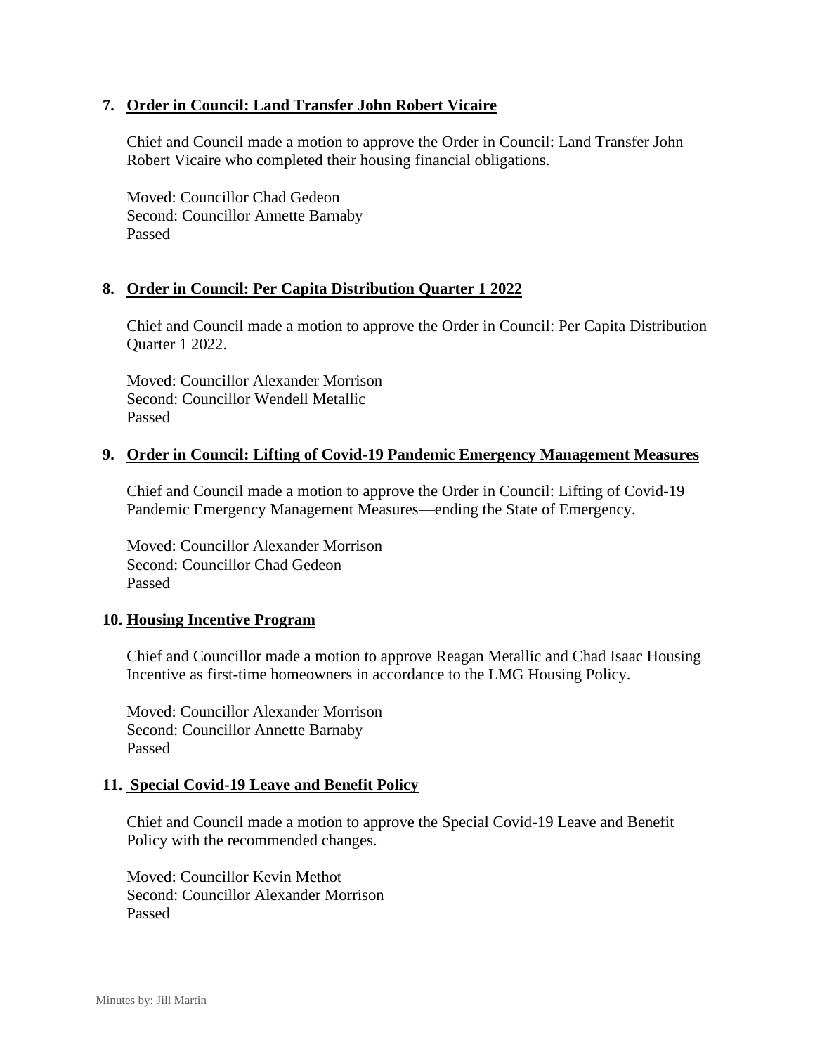**7. Order in Council: Land Transfer John Robert Vicaire**

Chief and Council made a motion to approve the Order in Council: Land Transfer John Robert Vicaire who completed their housing financial obligations.

Moved: Councillor Chad Gedeon
Second: Councillor Annette Barnaby
Passed

**8. Order in Council: Per Capita Distribution Quarter 1 2022**

Chief and Council made a motion to approve the Order in Council: Per Capita Distribution Quarter 1 2022.

Moved: Councillor Alexander Morrison
Second: Councillor Wendell Metallic
Passed

**9. Order in Council: Lifting of Covid-19 Pandemic Emergency Management Measures**

Chief and Council made a motion to approve the Order in Council: Lifting of Covid-19 Pandemic Emergency Management Measures—ending the State of Emergency.

Moved: Councillor Alexander Morrison
Second: Councillor Chad Gedeon
Passed

**10. Housing Incentive Program**

Chief and Councillor made a motion to approve Reagan Metallic and Chad Isaac Housing Incentive as first-time homeowners in accordance to the LMG Housing Policy.

Moved: Councillor Alexander Morrison
Second: Councillor Annette Barnaby
Passed

**11. Special Covid-19 Leave and Benefit Policy**

Chief and Council made a motion to approve the Special Covid-19 Leave and Benefit Policy with the recommended changes.

Moved: Councillor Kevin Methot
Second: Councillor Alexander Morrison
Passed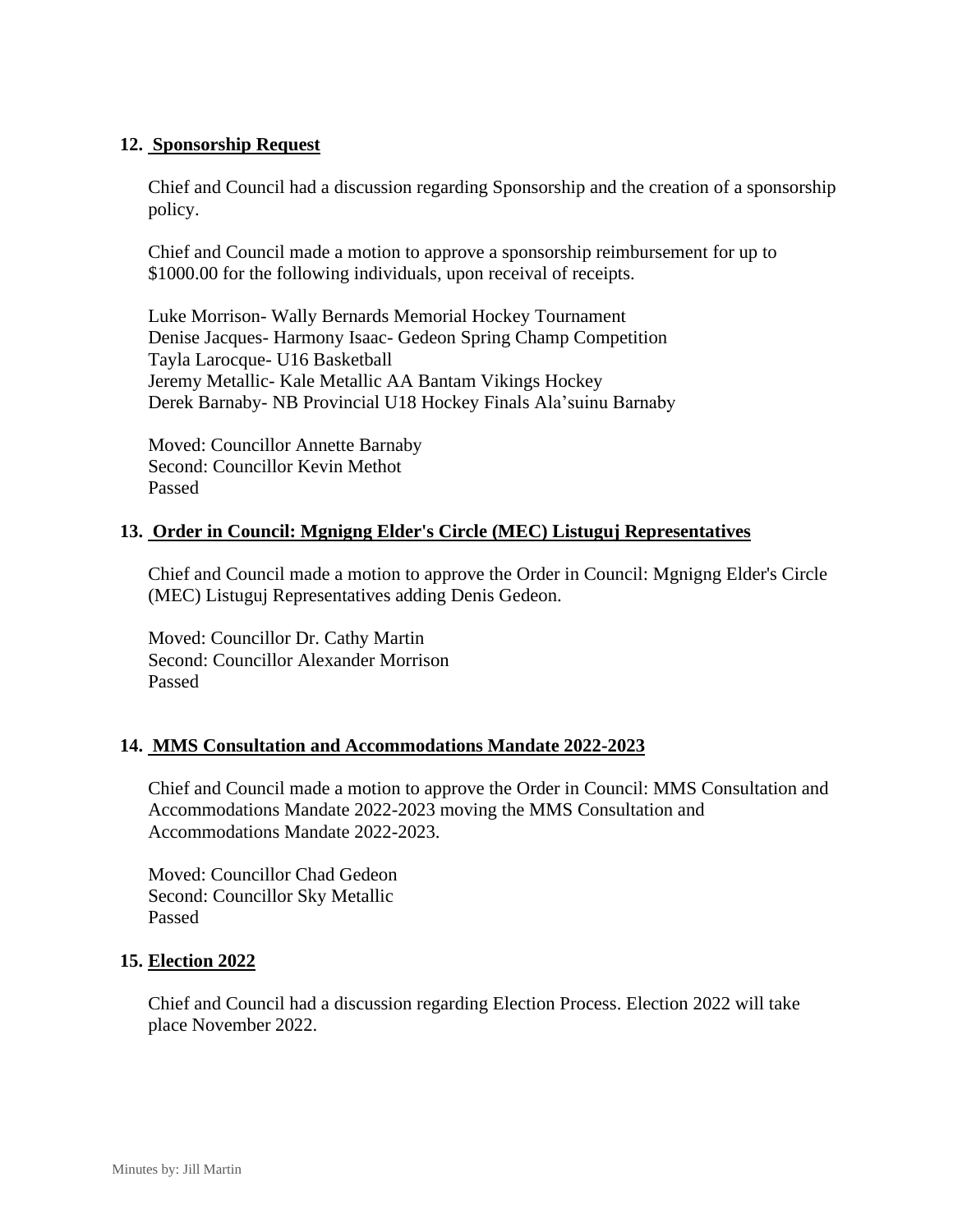### 12. Sponsorship Request

Chief and Council had a discussion regarding Sponsorship and the creation of a sponsorship policy.

Chief and Council made a motion to approve a sponsorship reimbursement for up to $1000.00 for the following individuals, upon receival of receipts.

Luke Morrison- Wally Bernards Memorial Hockey Tournament
Denise Jacques- Harmony Isaac- Gedeon Spring Champ Competition
Tayla Larocque- U16 Basketball
Jeremy Metallic- Kale Metallic AA Bantam Vikings Hockey
Derek Barnaby- NB Provincial U18 Hockey Finals Ala'suinu Barnaby

Moved: Councillor Annette Barnaby
Second: Councillor Kevin Methot
Passed

### 13. Order in Council: Mgnigng Elder's Circle (MEC) Listuguj Representatives

Chief and Council made a motion to approve the Order in Council: Mgnigng Elder's Circle (MEC) Listuguj Representatives adding Denis Gedeon.

Moved: Councillor Dr. Cathy Martin
Second: Councillor Alexander Morrison
Passed

### 14. MMS Consultation and Accommodations Mandate 2022-2023

Chief and Council made a motion to approve the Order in Council: MMS Consultation and Accommodations Mandate 2022-2023 moving the MMS Consultation and Accommodations Mandate 2022-2023.

Moved: Councillor Chad Gedeon
Second: Councillor Sky Metallic
Passed

### 15. Election 2022

Chief and Council had a discussion regarding Election Process. Election 2022 will take place November 2022.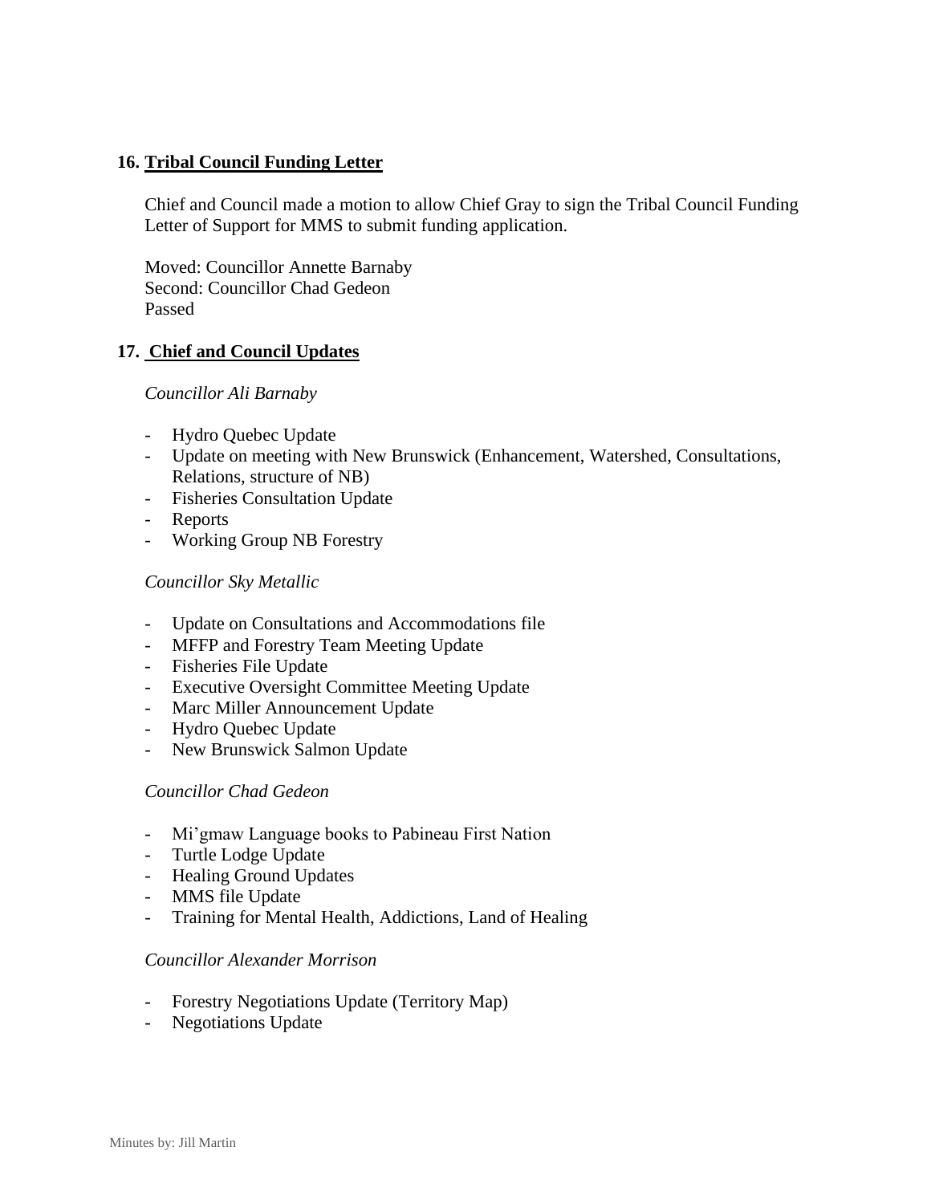## 16. Tribal Council Funding Letter

Chief and Council made a motion to allow Chief Gray to sign the Tribal Council Funding Letter of Support for MMS to submit funding application.

Moved: Councillor Annette Barnaby
Second: Councillor Chad Gedeon
Passed

## 17. Chief and Council Updates

*Councillor Ali Barnaby*

- Hydro Quebec Update
- Update on meeting with New Brunswick (Enhancement, Watershed, Consultations, Relations, structure of NB)
- Fisheries Consultation Update
- Reports
- Working Group NB Forestry

*Councillor Sky Metallic*

- Update on Consultations and Accommodations file
- MFFP and Forestry Team Meeting Update
- Fisheries File Update
- Executive Oversight Committee Meeting Update
- Marc Miller Announcement Update
- Hydro Quebec Update
- New Brunswick Salmon Update

*Councillor Chad Gedeon*

- Mi'gmaw Language books to Pabineau First Nation
- Turtle Lodge Update
- Healing Ground Updates
- MMS file Update
- Training for Mental Health, Addictions, Land of Healing

*Councillor Alexander Morrison*

- Forestry Negotiations Update (Territory Map)
- Negotiations Update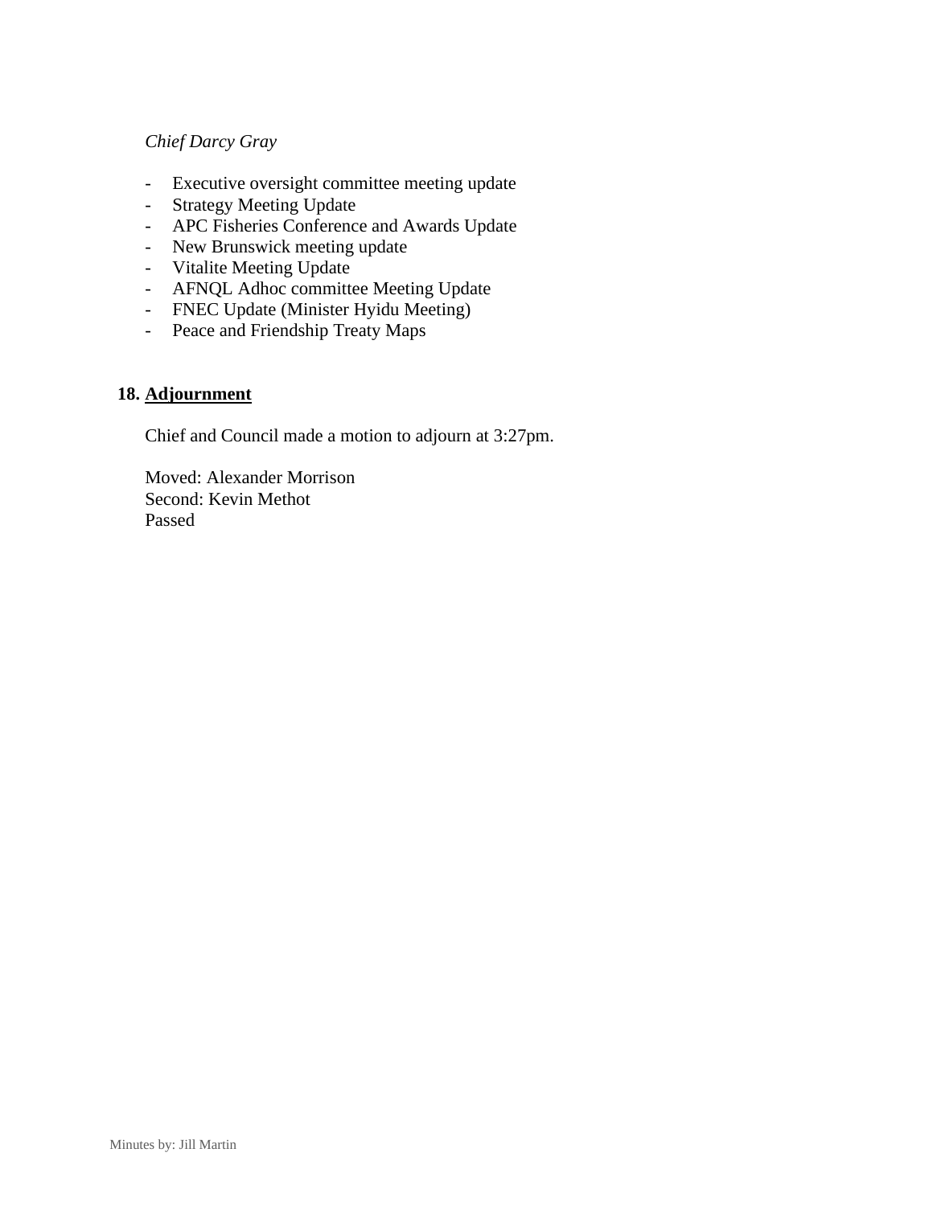*Chief Darcy Gray*

- Executive oversight committee meeting update
- Strategy Meeting Update
- APC Fisheries Conference and Awards Update
- New Brunswick meeting update
- Vitalite Meeting Update
- AFNQL Adhoc committee Meeting Update
- FNEC Update (Minister Hyidu Meeting)
- Peace and Friendship Treaty Maps

## 18. Adjournment

Chief and Council made a motion to adjourn at 3:27pm.

Moved: Alexander Morrison
Second: Kevin Methot
Passed

Minutes by: Jill Martin